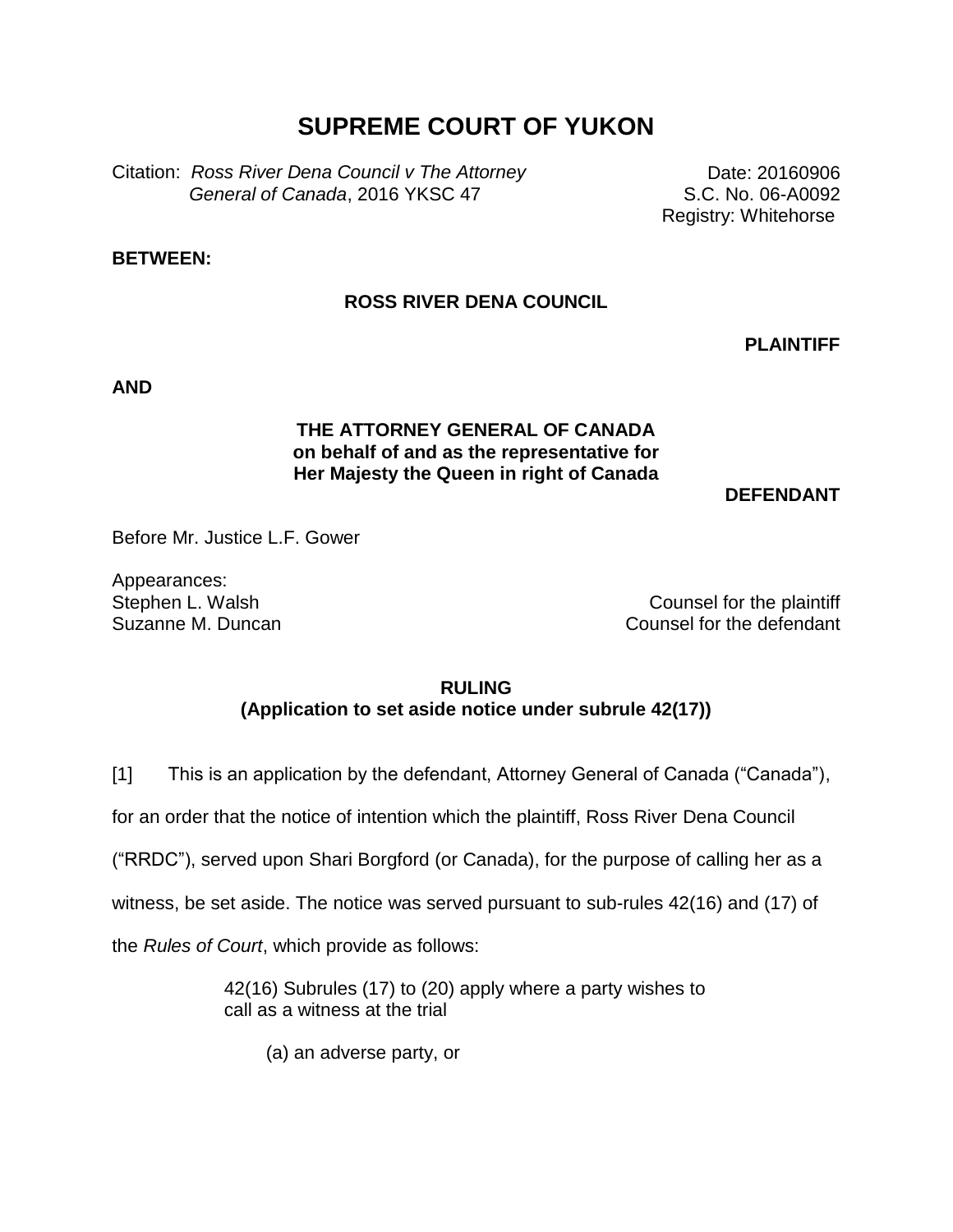# SUPREME COURT OF YUKON

Citation: *Ross River Dena Council v The Attorney General of Canada*, 2016 YKSC 47

Date: 20160906
S.C. No. 06-A0092
Registry: Whitehorse

**BETWEEN:**

**ROSS RIVER DENA COUNCIL**

**PLAINTIFF**

**AND**

**THE ATTORNEY GENERAL OF CANADA on behalf of and as the representative for Her Majesty the Queen in right of Canada**

**DEFENDANT**

Before Mr. Justice L.F. Gower

Appearances:
Stephen L. Walsh — Counsel for the plaintiff
Suzanne M. Duncan — Counsel for the defendant

**RULING**
**(Application to set aside notice under subrule 42(17))**

[1] This is an application by the defendant, Attorney General of Canada ("Canada"), for an order that the notice of intention which the plaintiff, Ross River Dena Council ("RRDC"), served upon Shari Borgford (or Canada), for the purpose of calling her as a witness, be set aside. The notice was served pursuant to sub-rules 42(16) and (17) of the *Rules of Court*, which provide as follows:

> 42(16) Subrules (17) to (20) apply where a party wishes to call as a witness at the trial
>
> (a) an adverse party, or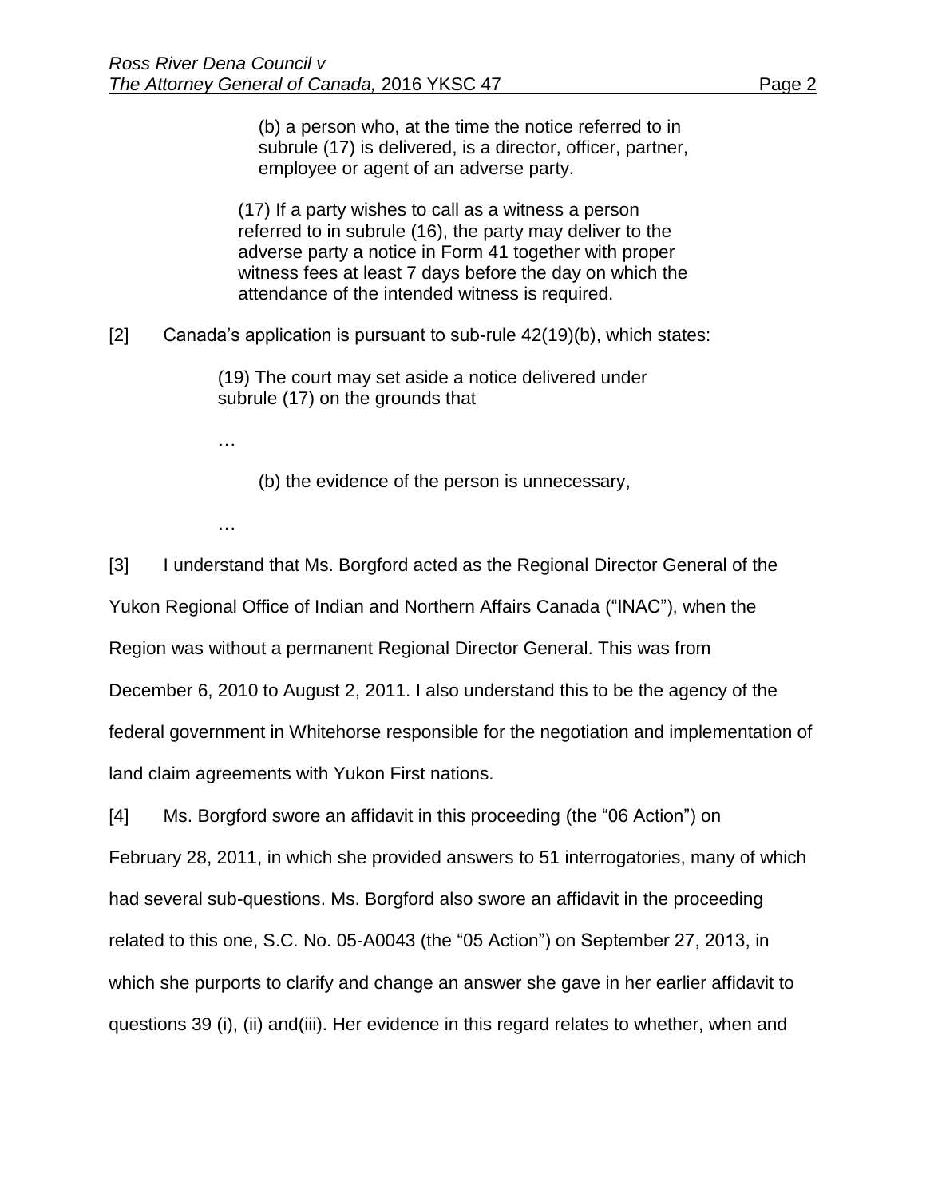> (b) a person who, at the time the notice referred to in subrule (17) is delivered, is a director, officer, partner, employee or agent of an adverse party.
>
> (17) If a party wishes to call as a witness a person referred to in subrule (16), the party may deliver to the adverse party a notice in Form 41 together with proper witness fees at least 7 days before the day on which the attendance of the intended witness is required.

[2] Canada's application is pursuant to sub-rule 42(19)(b), which states:

> (19) The court may set aside a notice delivered under subrule (17) on the grounds that
>
> …
>
> (b) the evidence of the person is unnecessary,
>
> …

[3] I understand that Ms. Borgford acted as the Regional Director General of the Yukon Regional Office of Indian and Northern Affairs Canada ("INAC"), when the Region was without a permanent Regional Director General. This was from December 6, 2010 to August 2, 2011. I also understand this to be the agency of the federal government in Whitehorse responsible for the negotiation and implementation of land claim agreements with Yukon First nations.

[4] Ms. Borgford swore an affidavit in this proceeding (the "06 Action") on February 28, 2011, in which she provided answers to 51 interrogatories, many of which had several sub-questions. Ms. Borgford also swore an affidavit in the proceeding related to this one, S.C. No. 05-A0043 (the "05 Action") on September 27, 2013, in which she purports to clarify and change an answer she gave in her earlier affidavit to questions 39 (i), (ii) and(iii). Her evidence in this regard relates to whether, when and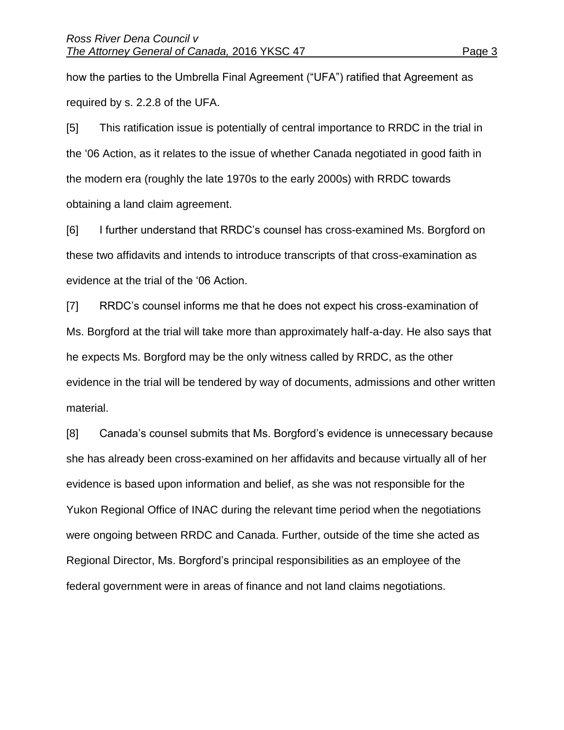how the parties to the Umbrella Final Agreement ("UFA") ratified that Agreement as required by s. 2.2.8 of the UFA.

[5] This ratification issue is potentially of central importance to RRDC in the trial in the '06 Action, as it relates to the issue of whether Canada negotiated in good faith in the modern era (roughly the late 1970s to the early 2000s) with RRDC towards obtaining a land claim agreement.

[6] I further understand that RRDC's counsel has cross-examined Ms. Borgford on these two affidavits and intends to introduce transcripts of that cross-examination as evidence at the trial of the '06 Action.

[7] RRDC's counsel informs me that he does not expect his cross-examination of Ms. Borgford at the trial will take more than approximately half-a-day. He also says that he expects Ms. Borgford may be the only witness called by RRDC, as the other evidence in the trial will be tendered by way of documents, admissions and other written material.

[8] Canada's counsel submits that Ms. Borgford's evidence is unnecessary because she has already been cross-examined on her affidavits and because virtually all of her evidence is based upon information and belief, as she was not responsible for the Yukon Regional Office of INAC during the relevant time period when the negotiations were ongoing between RRDC and Canada. Further, outside of the time she acted as Regional Director, Ms. Borgford's principal responsibilities as an employee of the federal government were in areas of finance and not land claims negotiations.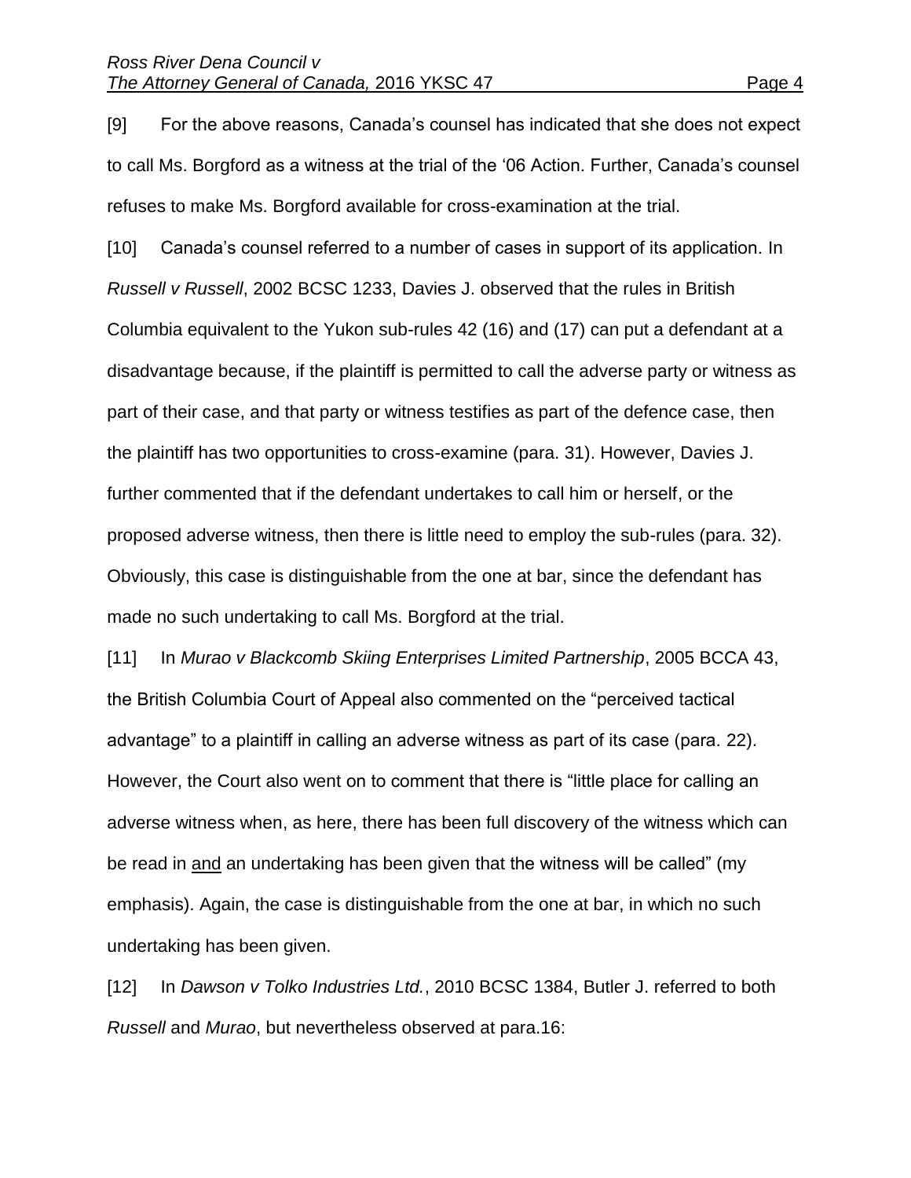[9] For the above reasons, Canada's counsel has indicated that she does not expect to call Ms. Borgford as a witness at the trial of the '06 Action. Further, Canada's counsel refuses to make Ms. Borgford available for cross-examination at the trial.

[10] Canada's counsel referred to a number of cases in support of its application. In *Russell v Russell*, 2002 BCSC 1233, Davies J. observed that the rules in British Columbia equivalent to the Yukon sub-rules 42 (16) and (17) can put a defendant at a disadvantage because, if the plaintiff is permitted to call the adverse party or witness as part of their case, and that party or witness testifies as part of the defence case, then the plaintiff has two opportunities to cross-examine (para. 31). However, Davies J. further commented that if the defendant undertakes to call him or herself, or the proposed adverse witness, then there is little need to employ the sub-rules (para. 32). Obviously, this case is distinguishable from the one at bar, since the defendant has made no such undertaking to call Ms. Borgford at the trial.

[11] In *Murao v Blackcomb Skiing Enterprises Limited Partnership*, 2005 BCCA 43, the British Columbia Court of Appeal also commented on the "perceived tactical advantage" to a plaintiff in calling an adverse witness as part of its case (para. 22). However, the Court also went on to comment that there is "little place for calling an adverse witness when, as here, there has been full discovery of the witness which can be read in <u>and</u> an undertaking has been given that the witness will be called" (my emphasis). Again, the case is distinguishable from the one at bar, in which no such undertaking has been given.

[12] In *Dawson v Tolko Industries Ltd.*, 2010 BCSC 1384, Butler J. referred to both *Russell* and *Murao*, but nevertheless observed at para.16: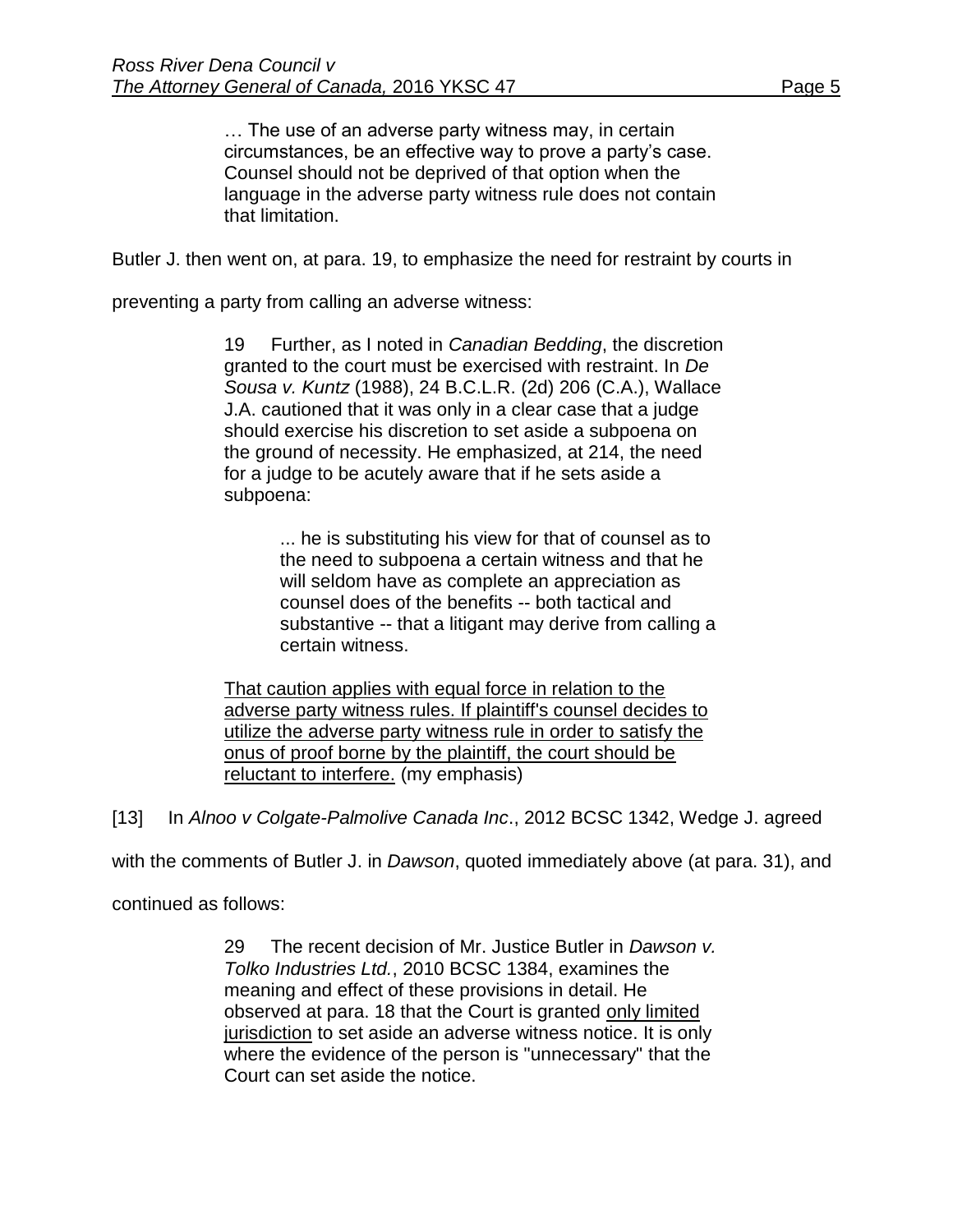> … The use of an adverse party witness may, in certain circumstances, be an effective way to prove a party's case. Counsel should not be deprived of that option when the language in the adverse party witness rule does not contain that limitation.

Butler J. then went on, at para. 19, to emphasize the need for restraint by courts in preventing a party from calling an adverse witness:

> 19 Further, as I noted in *Canadian Bedding*, the discretion granted to the court must be exercised with restraint. In *De Sousa v. Kuntz* (1988), 24 B.C.L.R. (2d) 206 (C.A.), Wallace J.A. cautioned that it was only in a clear case that a judge should exercise his discretion to set aside a subpoena on the ground of necessity. He emphasized, at 214, the need for a judge to be acutely aware that if he sets aside a subpoena:
>
> > ... he is substituting his view for that of counsel as to the need to subpoena a certain witness and that he will seldom have as complete an appreciation as counsel does of the benefits -- both tactical and substantive -- that a litigant may derive from calling a certain witness.
>
> <u>That caution applies with equal force in relation to the adverse party witness rules. If plaintiff's counsel decides to utilize the adverse party witness rule in order to satisfy the onus of proof borne by the plaintiff, the court should be reluctant to interfere.</u> (my emphasis)

[13] In *Alnoo v Colgate-Palmolive Canada Inc*., 2012 BCSC 1342, Wedge J. agreed with the comments of Butler J. in *Dawson*, quoted immediately above (at para. 31), and continued as follows:

> 29 The recent decision of Mr. Justice Butler in *Dawson v. Tolko Industries Ltd.*, 2010 BCSC 1384, examines the meaning and effect of these provisions in detail. He observed at para. 18 that the Court is granted <u>only limited jurisdiction</u> to set aside an adverse witness notice. It is only where the evidence of the person is "unnecessary" that the Court can set aside the notice.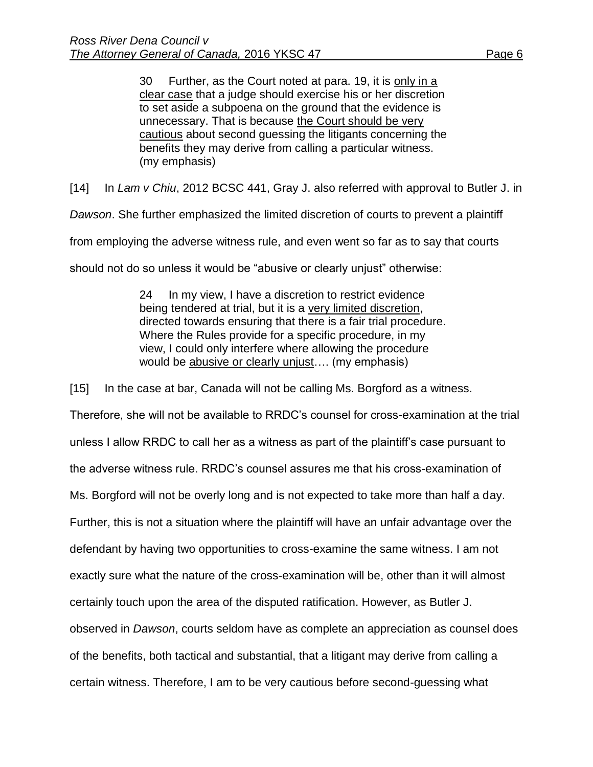> 30 Further, as the Court noted at para. 19, it is <u>only in a clear case</u> that a judge should exercise his or her discretion to set aside a subpoena on the ground that the evidence is unnecessary. That is because <u>the Court should be very cautious</u> about second guessing the litigants concerning the benefits they may derive from calling a particular witness. (my emphasis)

[14] In *Lam v Chiu*, 2012 BCSC 441, Gray J. also referred with approval to Butler J. in *Dawson*. She further emphasized the limited discretion of courts to prevent a plaintiff from employing the adverse witness rule, and even went so far as to say that courts should not do so unless it would be "abusive or clearly unjust" otherwise:

> 24 In my view, I have a discretion to restrict evidence being tendered at trial, but it is a <u>very limited discretion</u>, directed towards ensuring that there is a fair trial procedure. Where the Rules provide for a specific procedure, in my view, I could only interfere where allowing the procedure would be <u>abusive or clearly unjust</u>…. (my emphasis)

[15] In the case at bar, Canada will not be calling Ms. Borgford as a witness. Therefore, she will not be available to RRDC's counsel for cross-examination at the trial unless I allow RRDC to call her as a witness as part of the plaintiff's case pursuant to the adverse witness rule. RRDC's counsel assures me that his cross-examination of Ms. Borgford will not be overly long and is not expected to take more than half a day. Further, this is not a situation where the plaintiff will have an unfair advantage over the defendant by having two opportunities to cross-examine the same witness. I am not exactly sure what the nature of the cross-examination will be, other than it will almost certainly touch upon the area of the disputed ratification. However, as Butler J. observed in *Dawson*, courts seldom have as complete an appreciation as counsel does of the benefits, both tactical and substantial, that a litigant may derive from calling a certain witness. Therefore, I am to be very cautious before second-guessing what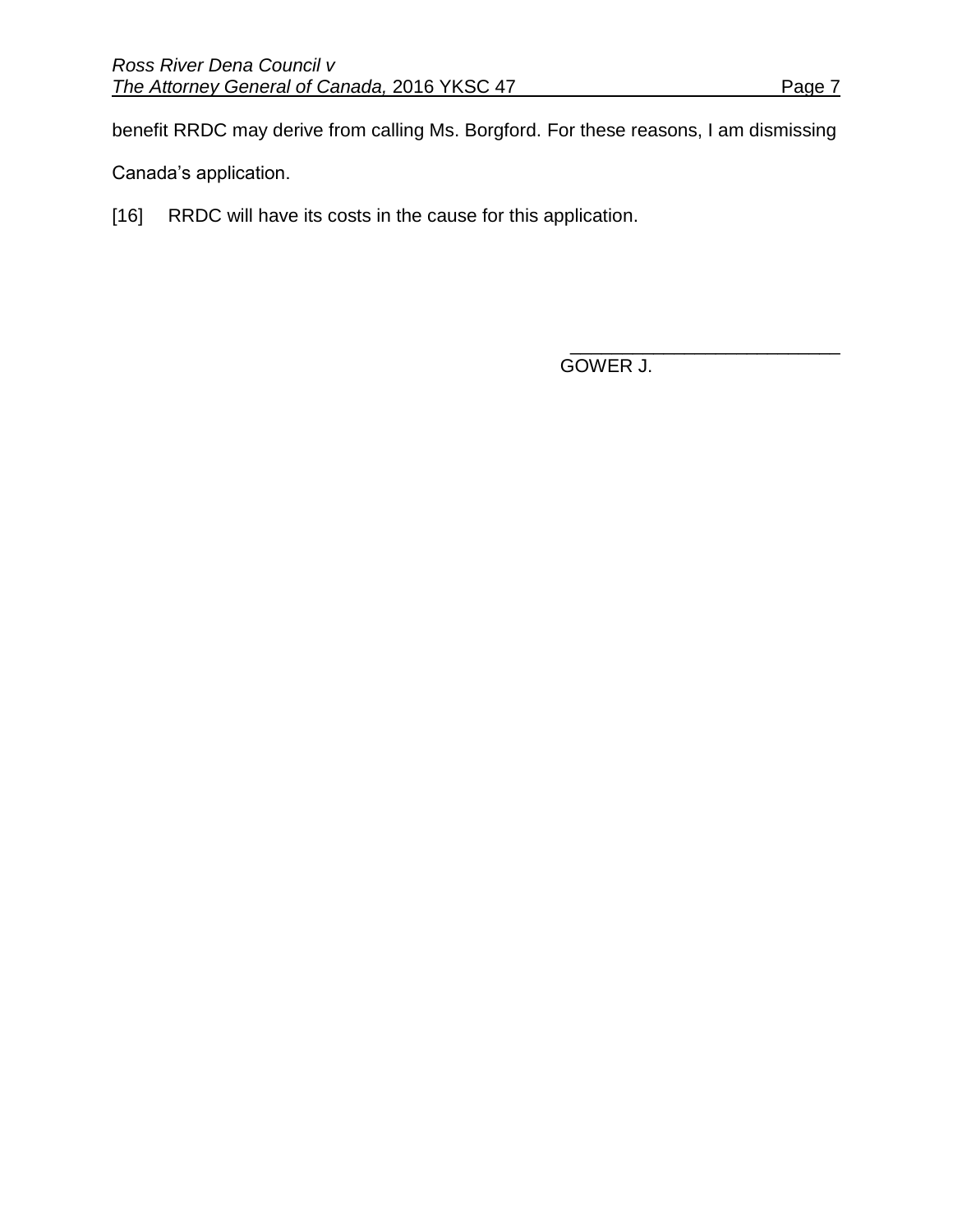benefit RRDC may derive from calling Ms. Borgford. For these reasons, I am dismissing Canada’s application.

[16] RRDC will have its costs in the cause for this application.

\_\_\_\_\_\_\_\_\_\_\_\_\_\_\_\_\_\_\_\_\_\_\_\_\_\_\_\_

GOWER J.